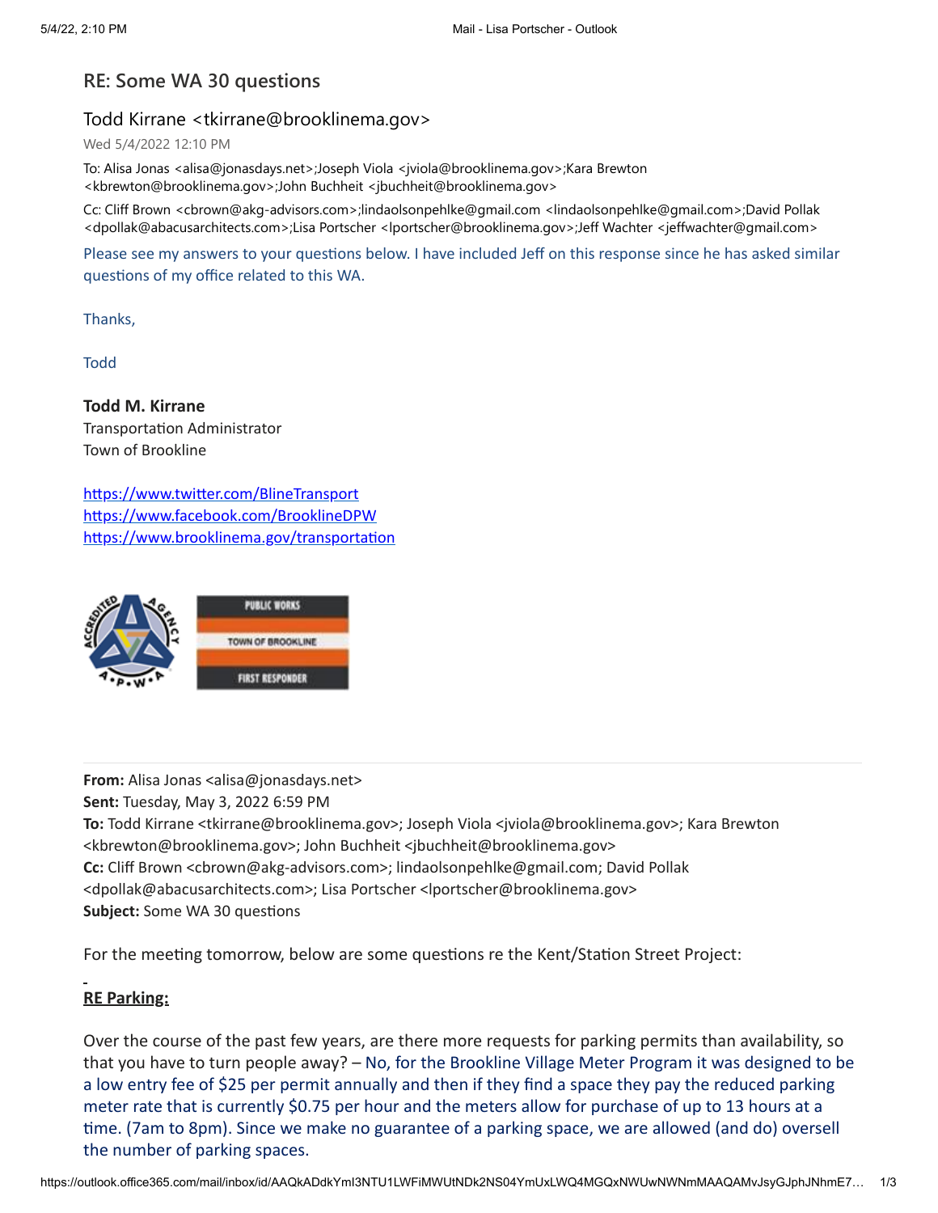# RE: Some WA 30 questions

Todd Kirrane <tkirrane@brooklinema.gov>

Wed 5/4/2022 12:10 PM

To: Alisa Jonas <alisa@jonasdays.net>;Joseph Viola <jviola@brooklinema.gov>;Kara Brewton <kbrewton@brooklinema.gov>;John Buchheit <jbuchheit@brooklinema.gov>

Cc: Cliff Brown <cbrown@akg-advisors.com>;lindaolsonpehlke@gmail.com <lindaolsonpehlke@gmail.com>;David Pollak <dpollak@abacusarchitects.com>;Lisa Portscher <lportscher@brooklinema.gov>;Jeff Wachter <jeffwachter@gmail.com>

Please see my answers to your questions below. I have included Jeff on this response since he has asked similar questions of my office related to this WA.

Thanks,

Todd

**Todd M. Kirrane**
Transportation Administrator
Town of Brookline

https://www.twitter.com/BlineTransport
https://www.facebook.com/BrooklineDPW
https://www.brooklinema.gov/transportation

---

**From:** Alisa Jonas <alisa@jonasdays.net>
**Sent:** Tuesday, May 3, 2022 6:59 PM
**To:** Todd Kirrane <tkirrane@brooklinema.gov>; Joseph Viola <jviola@brooklinema.gov>; Kara Brewton <kbrewton@brooklinema.gov>; John Buchheit <jbuchheit@brooklinema.gov>
**Cc:** Cliff Brown <cbrown@akg-advisors.com>; lindaolsonpehlke@gmail.com; David Pollak <dpollak@abacusarchitects.com>; Lisa Portscher <lportscher@brooklinema.gov>
**Subject:** Some WA 30 questions

For the meeting tomorrow, below are some questions re the Kent/Station Street Project:

**RE Parking:**

Over the course of the past few years, are there more requests for parking permits than availability, so that you have to turn people away? – No, for the Brookline Village Meter Program it was designed to be a low entry fee of $25 per permit annually and then if they find a space they pay the reduced parking meter rate that is currently $0.75 per hour and the meters allow for purchase of up to 13 hours at a time. (7am to 8pm). Since we make no guarantee of a parking space, we are allowed (and do) oversell the number of parking spaces.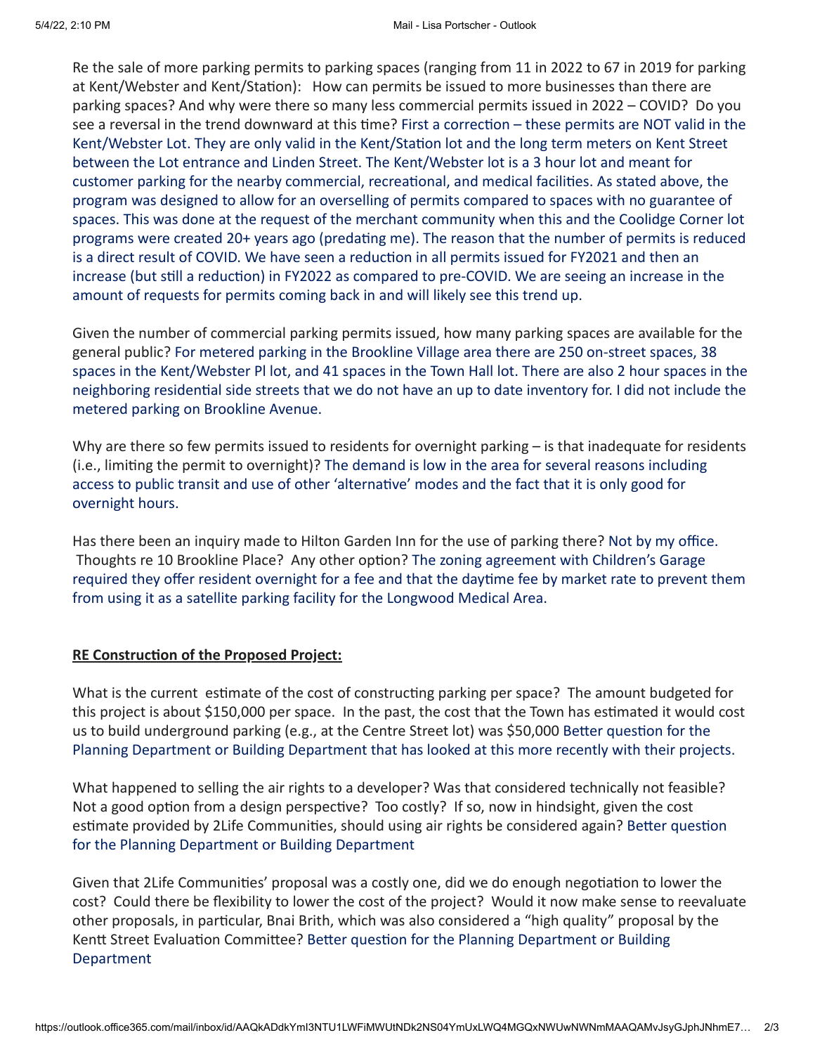Re the sale of more parking permits to parking spaces (ranging from 11 in 2022 to 67 in 2019 for parking at Kent/Webster and Kent/Station): How can permits be issued to more businesses than there are parking spaces? And why were there so many less commercial permits issued in 2022 – COVID? Do you see a reversal in the trend downward at this time? First a correction – these permits are NOT valid in the Kent/Webster Lot. They are only valid in the Kent/Station lot and the long term meters on Kent Street between the Lot entrance and Linden Street. The Kent/Webster lot is a 3 hour lot and meant for customer parking for the nearby commercial, recreational, and medical facilities. As stated above, the program was designed to allow for an overselling of permits compared to spaces with no guarantee of spaces. This was done at the request of the merchant community when this and the Coolidge Corner lot programs were created 20+ years ago (predating me). The reason that the number of permits is reduced is a direct result of COVID. We have seen a reduction in all permits issued for FY2021 and then an increase (but still a reduction) in FY2022 as compared to pre-COVID. We are seeing an increase in the amount of requests for permits coming back in and will likely see this trend up.

Given the number of commercial parking permits issued, how many parking spaces are available for the general public? For metered parking in the Brookline Village area there are 250 on-street spaces, 38 spaces in the Kent/Webster Pl lot, and 41 spaces in the Town Hall lot. There are also 2 hour spaces in the neighboring residential side streets that we do not have an up to date inventory for. I did not include the metered parking on Brookline Avenue.

Why are there so few permits issued to residents for overnight parking – is that inadequate for residents (i.e., limiting the permit to overnight)? The demand is low in the area for several reasons including access to public transit and use of other 'alternative' modes and the fact that it is only good for overnight hours.

Has there been an inquiry made to Hilton Garden Inn for the use of parking there? Not by my office. Thoughts re 10 Brookline Place? Any other option? The zoning agreement with Children's Garage required they offer resident overnight for a fee and that the daytime fee by market rate to prevent them from using it as a satellite parking facility for the Longwood Medical Area.

**<u>RE Construction of the Proposed Project:</u>**

What is the current estimate of the cost of constructing parking per space? The amount budgeted for this project is about $150,000 per space. In the past, the cost that the Town has estimated it would cost us to build underground parking (e.g., at the Centre Street lot) was $50,000 Better question for the Planning Department or Building Department that has looked at this more recently with their projects.

What happened to selling the air rights to a developer? Was that considered technically not feasible? Not a good option from a design perspective? Too costly? If so, now in hindsight, given the cost estimate provided by 2Life Communities, should using air rights be considered again? Better question for the Planning Department or Building Department

Given that 2Life Communities' proposal was a costly one, did we do enough negotiation to lower the cost? Could there be flexibility to lower the cost of the project? Would it now make sense to reevaluate other proposals, in particular, Bnai Brith, which was also considered a "high quality" proposal by the Kentt Street Evaluation Committee? Better question for the Planning Department or Building Department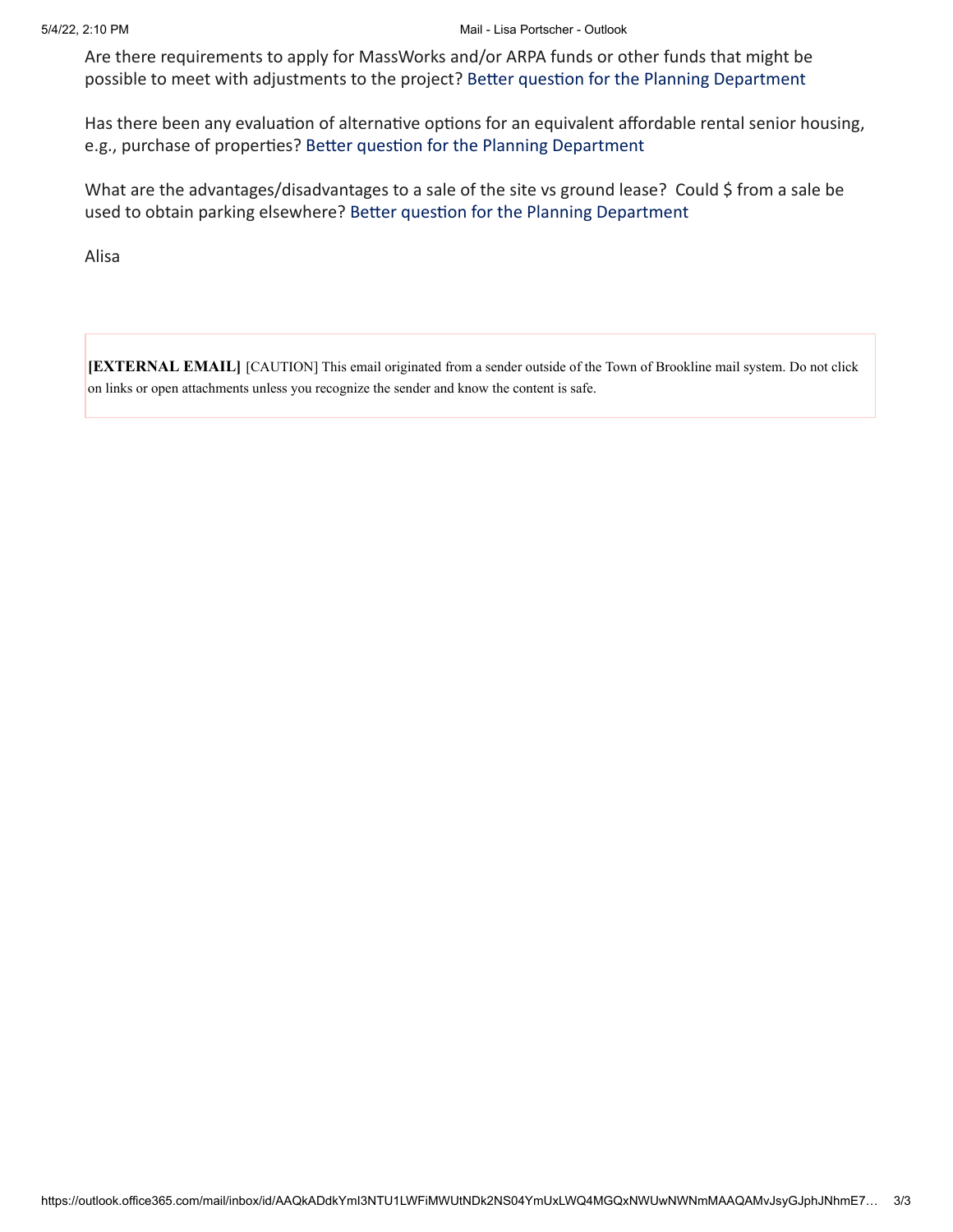Are there requirements to apply for MassWorks and/or ARPA funds or other funds that might be possible to meet with adjustments to the project? Better question for the Planning Department

Has there been any evaluation of alternative options for an equivalent affordable rental senior housing, e.g., purchase of properties? Better question for the Planning Department

What are the advantages/disadvantages to a sale of the site vs ground lease?  Could $ from a sale be used to obtain parking elsewhere? Better question for the Planning Department

Alisa

**[EXTERNAL EMAIL]** [CAUTION] This email originated from a sender outside of the Town of Brookline mail system. Do not click on links or open attachments unless you recognize the sender and know the content is safe.